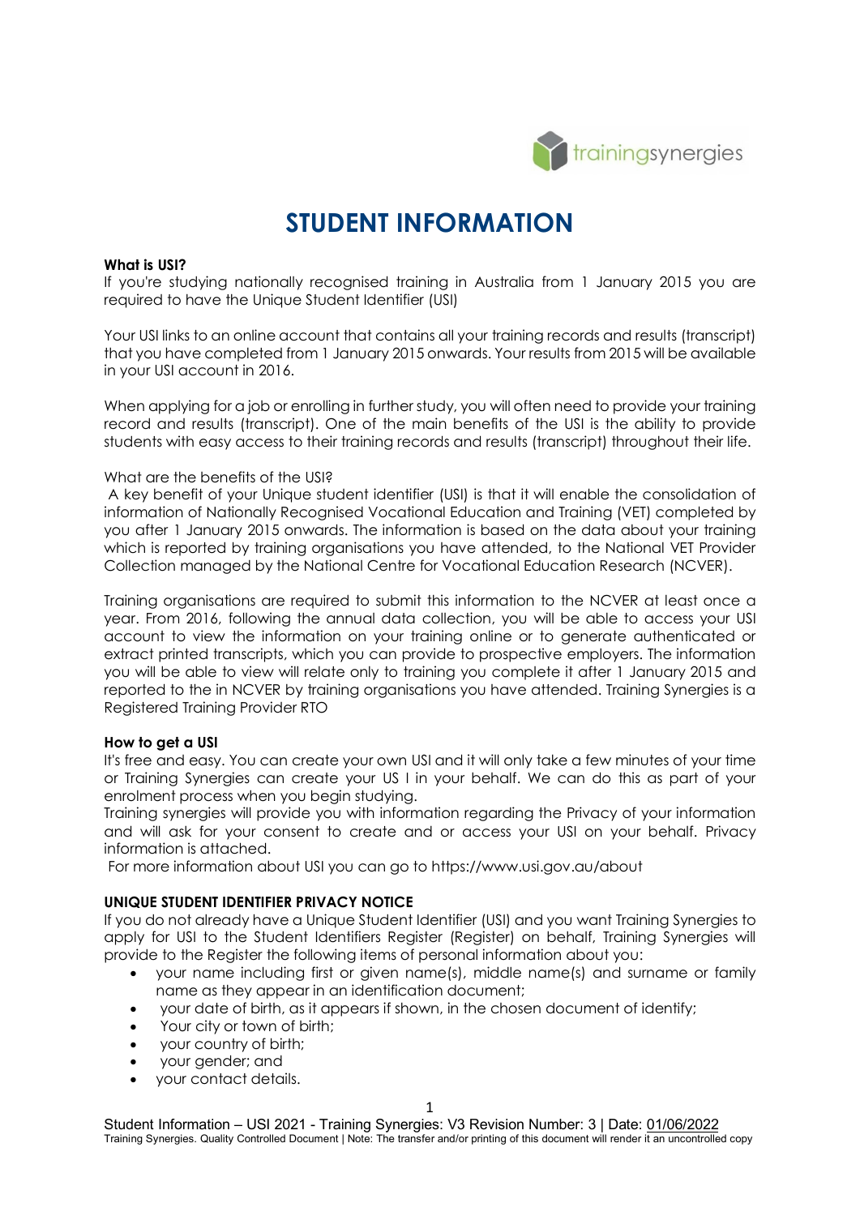# STUDENT INFORMATION

**What is USI?**

If you're studying nationally recognised training in Australia from 1 January 2015 you are required to have the Unique Student Identifier (USI)

Your USI links to an online account that contains all your training records and results (transcript) that you have completed from 1 January 2015 onwards. Your results from 2015 will be available in your USI account in 2016.

When applying for a job or enrolling in further study, you will often need to provide your training record and results (transcript). One of the main benefits of the USI is the ability to provide students with easy access to their training records and results (transcript) throughout their life.

What are the benefits of the USI?

A key benefit of your Unique student identifier (USI) is that it will enable the consolidation of information of Nationally Recognised Vocational Education and Training (VET) completed by you after 1 January 2015 onwards. The information is based on the data about your training which is reported by training organisations you have attended, to the National VET Provider Collection managed by the National Centre for Vocational Education Research (NCVER).

Training organisations are required to submit this information to the NCVER at least once a year. From 2016, following the annual data collection, you will be able to access your USI account to view the information on your training online or to generate authenticated or extract printed transcripts, which you can provide to prospective employers. The information you will be able to view will relate only to training you complete it after 1 January 2015 and reported to the in NCVER by training organisations you have attended. Training Synergies is a Registered Training Provider RTO

**How to get a USI**

It's free and easy. You can create your own USI and it will only take a few minutes of your time or Training Synergies can create your US I in your behalf. We can do this as part of your enrolment process when you begin studying.

Training synergies will provide you with information regarding the Privacy of your information and will ask for your consent to create and or access your USI on your behalf. Privacy information is attached.

For more information about USI you can go to https://www.usi.gov.au/about

**UNIQUE STUDENT IDENTIFIER PRIVACY NOTICE**

If you do not already have a Unique Student Identifier (USI) and you want Training Synergies to apply for USI to the Student Identifiers Register (Register) on behalf, Training Synergies will provide to the Register the following items of personal information about you:

- your name including first or given name(s), middle name(s) and surname or family name as they appear in an identification document;
- your date of birth, as it appears if shown, in the chosen document of identify;
- Your city or town of birth;
- your country of birth;
- your gender; and
- your contact details.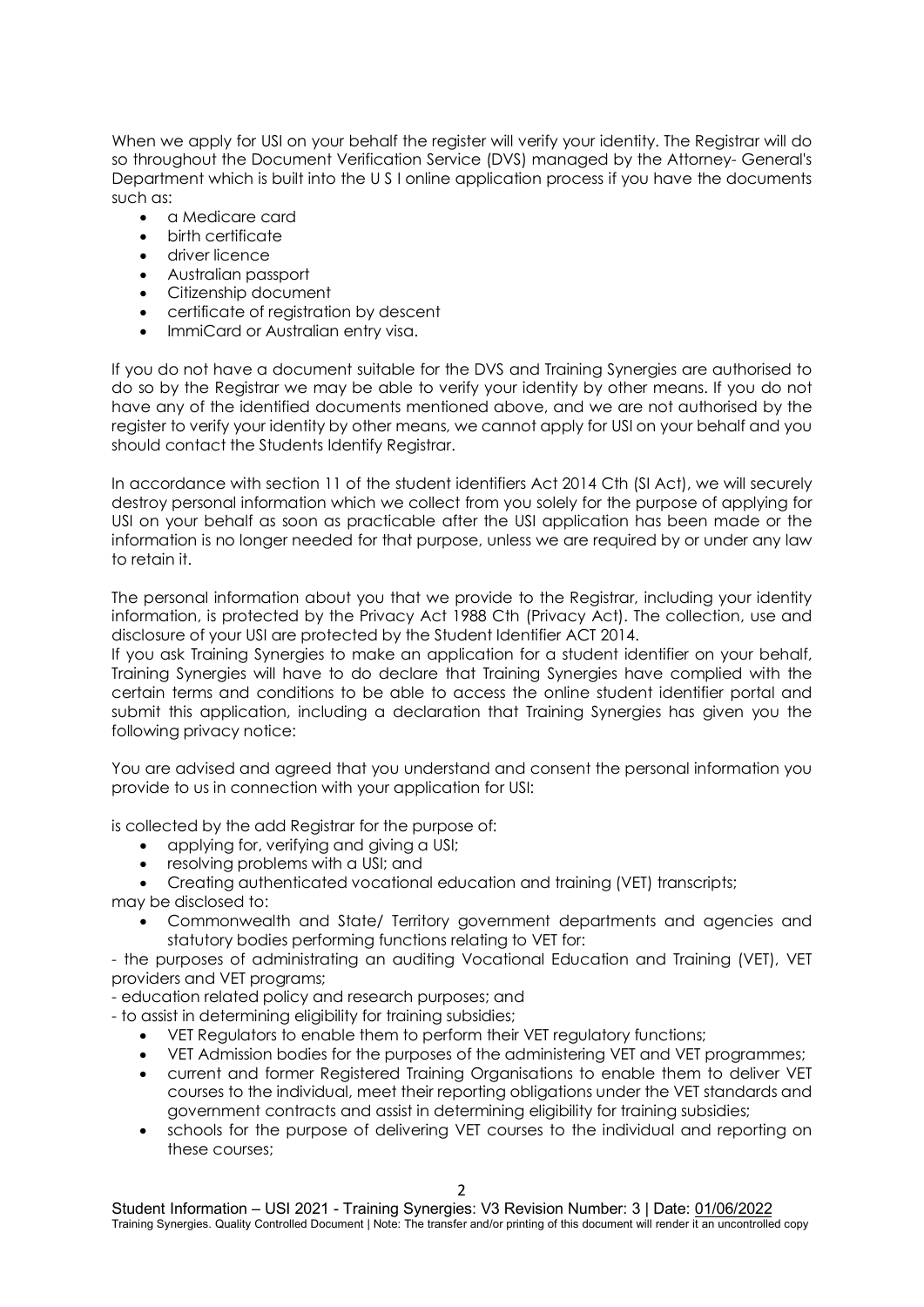When we apply for USI on your behalf the register will verify your identity. The Registrar will do so throughout the Document Verification Service (DVS) managed by the Attorney- General's Department which is built into the U S I online application process if you have the documents such as:

- a Medicare card
- birth certificate
- driver licence
- Australian passport
- Citizenship document
- certificate of registration by descent
- ImmiCard or Australian entry visa.

If you do not have a document suitable for the DVS and Training Synergies are authorised to do so by the Registrar we may be able to verify your identity by other means. If you do not have any of the identified documents mentioned above, and we are not authorised by the register to verify your identity by other means, we cannot apply for USI on your behalf and you should contact the Students Identify Registrar.

In accordance with section 11 of the student identifiers Act 2014 Cth (SI Act), we will securely destroy personal information which we collect from you solely for the purpose of applying for USI on your behalf as soon as practicable after the USI application has been made or the information is no longer needed for that purpose, unless we are required by or under any law to retain it.

The personal information about you that we provide to the Registrar, including your identity information, is protected by the Privacy Act 1988 Cth (Privacy Act). The collection, use and disclosure of your USI are protected by the Student Identifier ACT 2014.
If you ask Training Synergies to make an application for a student identifier on your behalf, Training Synergies will have to do declare that Training Synergies have complied with the certain terms and conditions to be able to access the online student identifier portal and submit this application, including a declaration that Training Synergies has given you the following privacy notice:

You are advised and agreed that you understand and consent the personal information you provide to us in connection with your application for USI:

is collected by the add Registrar for the purpose of:

- applying for, verifying and giving a USI;
- resolving problems with a USI; and
- Creating authenticated vocational education and training (VET) transcripts;

may be disclosed to:

- Commonwealth and State/ Territory government departments and agencies and statutory bodies performing functions relating to VET for:

- the purposes of administrating an auditing Vocational Education and Training (VET), VET providers and VET programs;
- education related policy and research purposes; and
- to assist in determining eligibility for training subsidies;

- VET Regulators to enable them to perform their VET regulatory functions;
- VET Admission bodies for the purposes of the administering VET and VET programmes;
- current and former Registered Training Organisations to enable them to deliver VET courses to the individual, meet their reporting obligations under the VET standards and government contracts and assist in determining eligibility for training subsidies;
- schools for the purpose of delivering VET courses to the individual and reporting on these courses;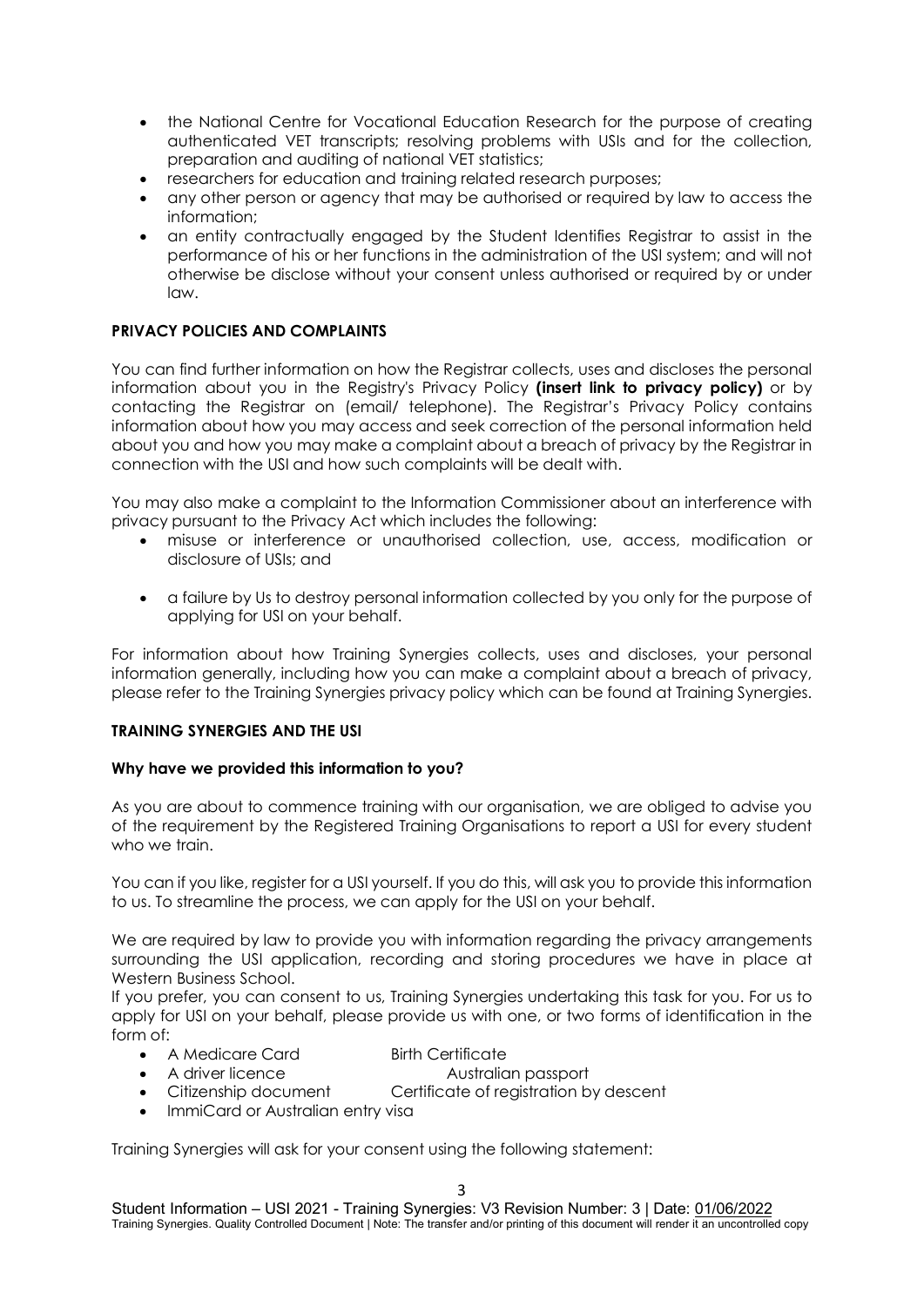- the National Centre for Vocational Education Research for the purpose of creating authenticated VET transcripts; resolving problems with USIs and for the collection, preparation and auditing of national VET statistics;
- researchers for education and training related research purposes;
- any other person or agency that may be authorised or required by law to access the information;
- an entity contractually engaged by the Student Identifies Registrar to assist in the performance of his or her functions in the administration of the USI system; and will not otherwise be disclose without your consent unless authorised or required by or under law.

**PRIVACY POLICIES AND COMPLAINTS**

You can find further information on how the Registrar collects, uses and discloses the personal information about you in the Registry's Privacy Policy **(insert link to privacy policy)** or by contacting the Registrar on (email/ telephone). The Registrar's Privacy Policy contains information about how you may access and seek correction of the personal information held about you and how you may make a complaint about a breach of privacy by the Registrar in connection with the USI and how such complaints will be dealt with.

You may also make a complaint to the Information Commissioner about an interference with privacy pursuant to the Privacy Act which includes the following:

- misuse or interference or unauthorised collection, use, access, modification or disclosure of USIs; and
- a failure by Us to destroy personal information collected by you only for the purpose of applying for USI on your behalf.

For information about how Training Synergies collects, uses and discloses, your personal information generally, including how you can make a complaint about a breach of privacy, please refer to the Training Synergies privacy policy which can be found at Training Synergies.

**TRAINING SYNERGIES AND THE USI**

**Why have we provided this information to you?**

As you are about to commence training with our organisation, we are obliged to advise you of the requirement by the Registered Training Organisations to report a USI for every student who we train.

You can if you like, register for a USI yourself. If you do this, will ask you to provide this information to us. To streamline the process, we can apply for the USI on your behalf.

We are required by law to provide you with information regarding the privacy arrangements surrounding the USI application, recording and storing procedures we have in place at Western Business School.

If you prefer, you can consent to us, Training Synergies undertaking this task for you. For us to apply for USI on your behalf, please provide us with one, or two forms of identification in the form of:

- A Medicare Card — Birth Certificate
- A driver licence — Australian passport
- Citizenship document — Certificate of registration by descent
- ImmiCard or Australian entry visa

Training Synergies will ask for your consent using the following statement: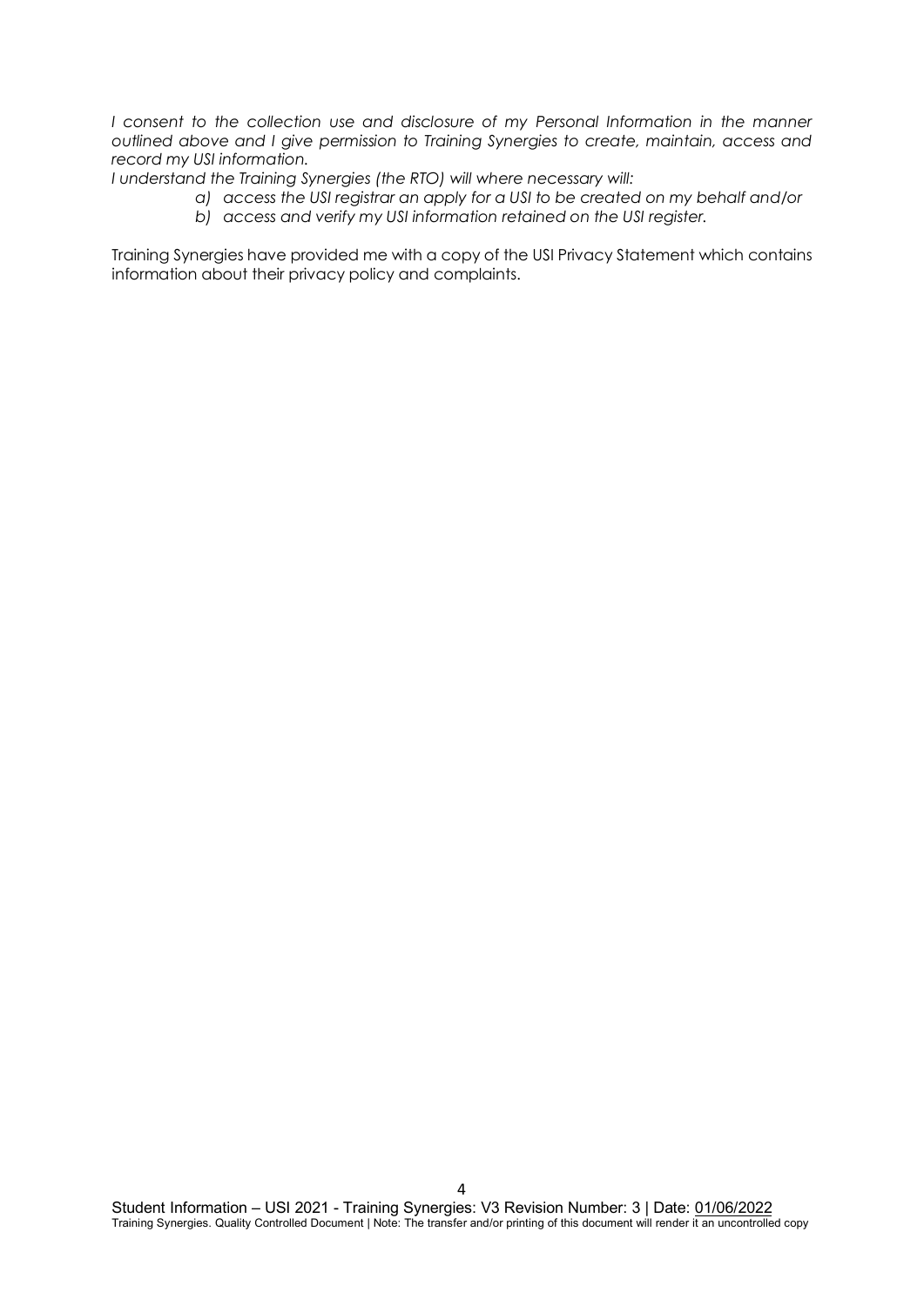*I consent to the collection use and disclosure of my Personal Information in the manner outlined above and I give permission to Training Synergies to create, maintain, access and record my USI information.*

*I understand the Training Synergies (the RTO) will where necessary will:*

*a) access the USI registrar an apply for a USI to be created on my behalf and/or*

*b) access and verify my USI information retained on the USI register.*

Training Synergies have provided me with a copy of the USI Privacy Statement which contains information about their privacy policy and complaints.